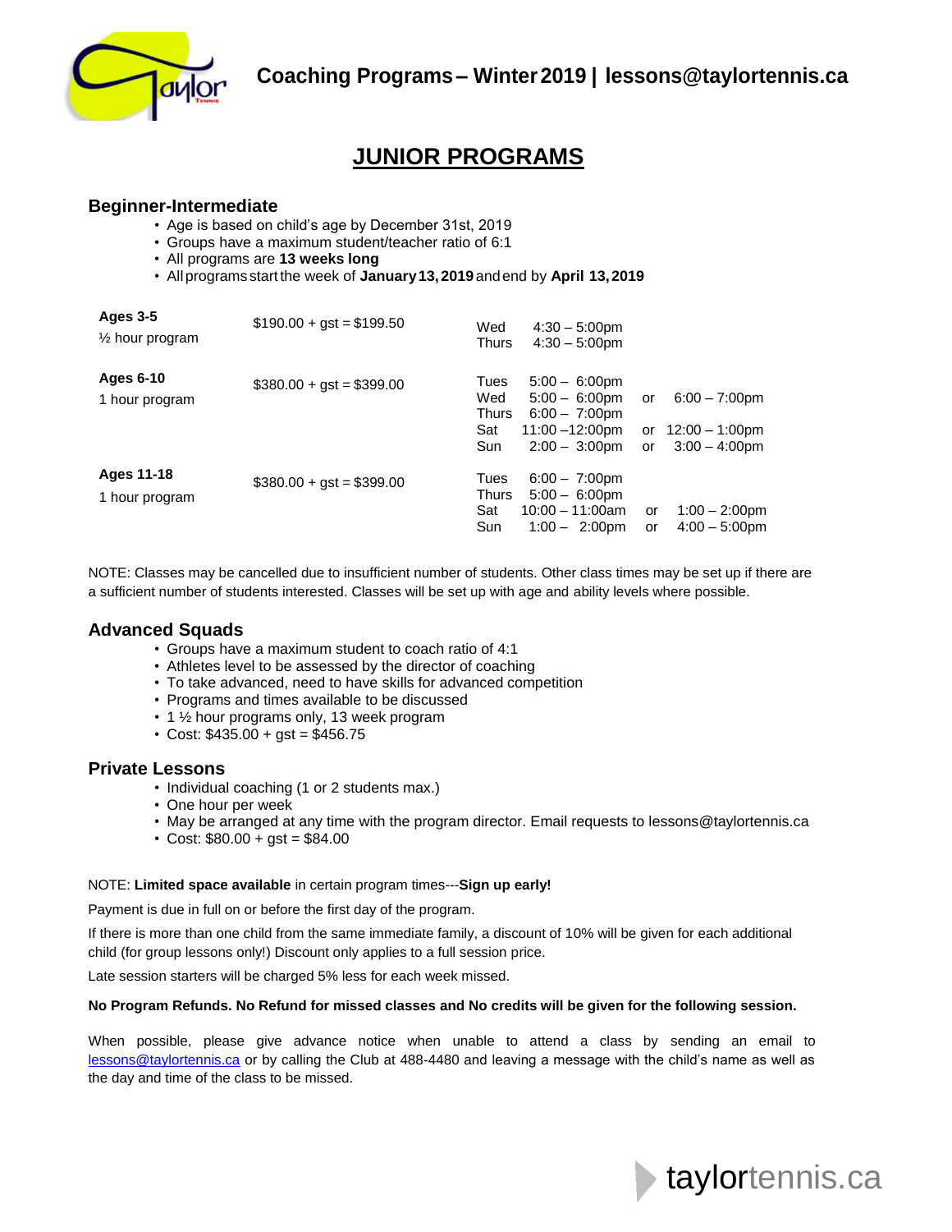**Coaching Programs – Winter 2019 | lessons@taylortennis.ca**

# JUNIOR PROGRAMS

## Beginner-Intermediate

- Age is based on child's age by December 31st, 2019
- Groups have a maximum student/teacher ratio of 6:1
- All programs are **13 weeks long**
- All programs start the week of **January 13, 2019** and end by **April 13, 2019**

| Program | Cost | Day | Time | | Alternate Time |
|---|---|---|---|---|---|
| **Ages 3-5** ½ hour program | $190.00 + gst = $199.50 | Wed | 4:30 – 5:00pm | | |
| | | Thurs | 4:30 – 5:00pm | | |
| **Ages 6-10** 1 hour program | $380.00 + gst = $399.00 | Tues | 5:00 – 6:00pm | | |
| | | Wed | 5:00 – 6:00pm | or | 6:00 – 7:00pm |
| | | Thurs | 6:00 – 7:00pm | | |
| | | Sat | 11:00 –12:00pm | or | 12:00 – 1:00pm |
| | | Sun | 2:00 – 3:00pm | or | 3:00 – 4:00pm |
| **Ages 11-18** 1 hour program | $380.00 + gst = $399.00 | Tues | 6:00 – 7:00pm | | |
| | | Thurs | 5:00 – 6:00pm | | |
| | | Sat | 10:00 – 11:00am | or | 1:00 – 2:00pm |
| | | Sun | 1:00 – 2:00pm | or | 4:00 – 5:00pm |

NOTE: Classes may be cancelled due to insufficient number of students. Other class times may be set up if there are a sufficient number of students interested. Classes will be set up with age and ability levels where possible.

## Advanced Squads

- Groups have a maximum student to coach ratio of 4:1
- Athletes level to be assessed by the director of coaching
- To take advanced, need to have skills for advanced competition
- Programs and times available to be discussed
- 1 ½ hour programs only, 13 week program
- Cost: $435.00 + gst = $456.75

## Private Lessons

- Individual coaching (1 or 2 students max.)
- One hour per week
- May be arranged at any time with the program director. Email requests to lessons@taylortennis.ca
- Cost: $80.00 + gst = $84.00

NOTE: **Limited space available** in certain program times---**Sign up early!**

Payment is due in full on or before the first day of the program.

If there is more than one child from the same immediate family, a discount of 10% will be given for each additional child (for group lessons only!) Discount only applies to a full session price.

Late session starters will be charged 5% less for each week missed.

**No Program Refunds. No Refund for missed classes and No credits will be given for the following session.**

When possible, please give advance notice when unable to attend a class by sending an email to lessons@taylortennis.ca or by calling the Club at 488-4480 and leaving a message with the child's name as well as the day and time of the class to be missed.

taylortennis.ca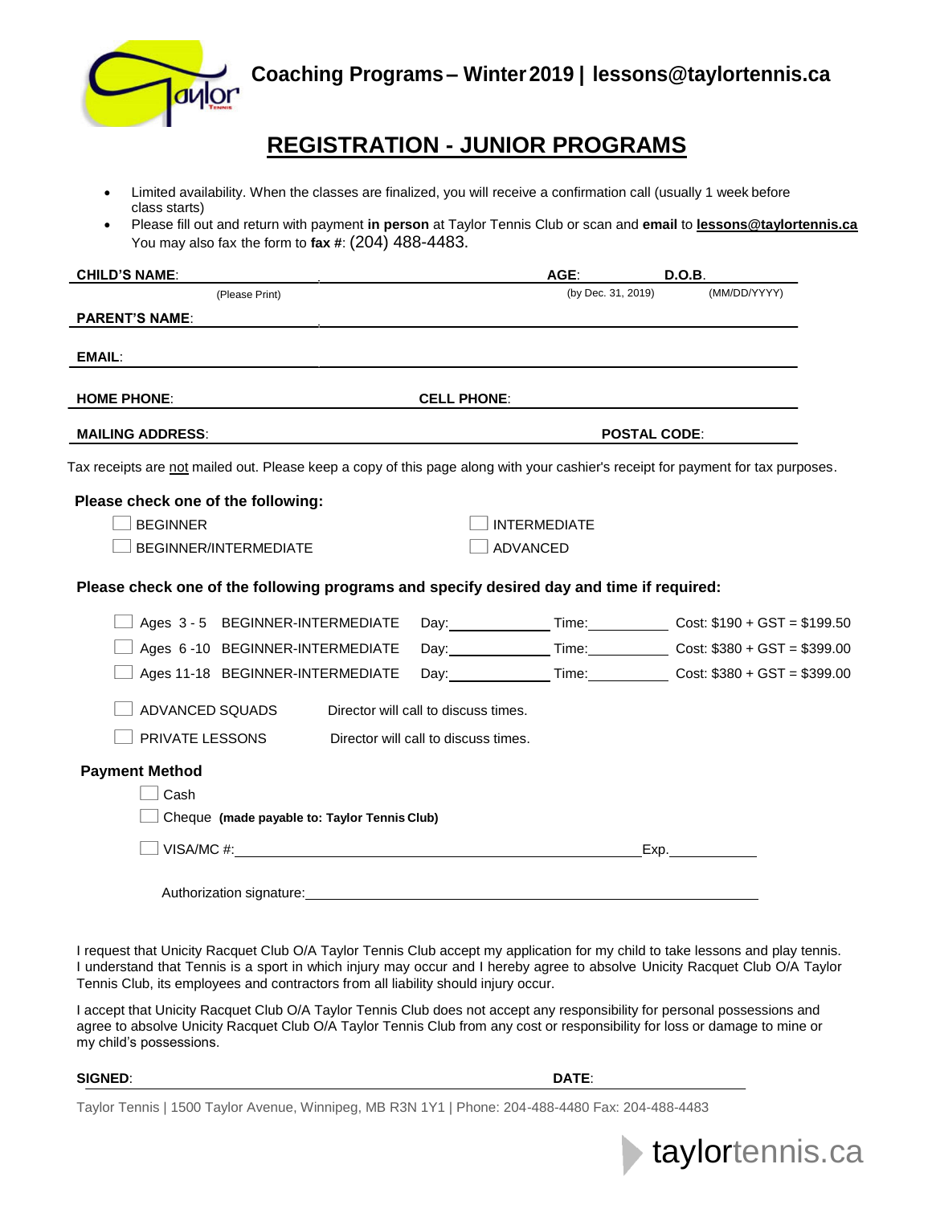**Coaching Programs – Winter 2019 | lessons@taylortennis.ca**

# REGISTRATION - JUNIOR PROGRAMS

- Limited availability. When the classes are finalized, you will receive a confirmation call (usually 1 week before class starts)
- Please fill out and return with payment **in person** at Taylor Tennis Club or scan and **email** to **lessons@taylortennis.ca** You may also fax the form to **fax #**: (204) 488-4483.

**CHILD'S NAME**: ______________________ **AGE**: ________ **D.O.B**. ____________
(Please Print) (by Dec. 31, 2019) (MM/DD/YYYY)

**PARENT'S NAME**: ______________________

**EMAIL**: ______________________

**HOME PHONE**: ______________________ **CELL PHONE**: ______________________

**MAILING ADDRESS**: ______________________ **POSTAL CODE**: ____________

Tax receipts are not mailed out. Please keep a copy of this page along with your cashier's receipt for payment for tax purposes.

**Please check one of the following:**

- ☐ BEGINNER
- ☐ BEGINNER/INTERMEDIATE
- ☐ INTERMEDIATE
- ☐ ADVANCED

**Please check one of the following programs and specify desired day and time if required:**

- ☐ Ages 3 - 5 BEGINNER-INTERMEDIATE Day: __________ Time: __________ Cost: $190 + GST = $199.50
- ☐ Ages 6 -10 BEGINNER-INTERMEDIATE Day: __________ Time: __________ Cost: $380 + GST = $399.00
- ☐ Ages 11-18 BEGINNER-INTERMEDIATE Day: __________ Time: __________ Cost: $380 + GST = $399.00
- ☐ ADVANCED SQUADS Director will call to discuss times.
- ☐ PRIVATE LESSONS Director will call to discuss times.

**Payment Method**

- ☐ Cash
- ☐ Cheque **(made payable to: Taylor Tennis Club)**
- ☐ VISA/MC #: ______________________ Exp. __________

Authorization signature: ______________________

I request that Unicity Racquet Club O/A Taylor Tennis Club accept my application for my child to take lessons and play tennis. I understand that Tennis is a sport in which injury may occur and I hereby agree to absolve Unicity Racquet Club O/A Taylor Tennis Club, its employees and contractors from all liability should injury occur.

I accept that Unicity Racquet Club O/A Taylor Tennis Club does not accept any responsibility for personal possessions and agree to absolve Unicity Racquet Club O/A Taylor Tennis Club from any cost or responsibility for loss or damage to mine or my child's possessions.

**SIGNED**: ______________________ **DATE**: ______________

Taylor Tennis | 1500 Taylor Avenue, Winnipeg, MB R3N 1Y1 | Phone: 204-488-4480 Fax: 204-488-4483

taylortennis.ca